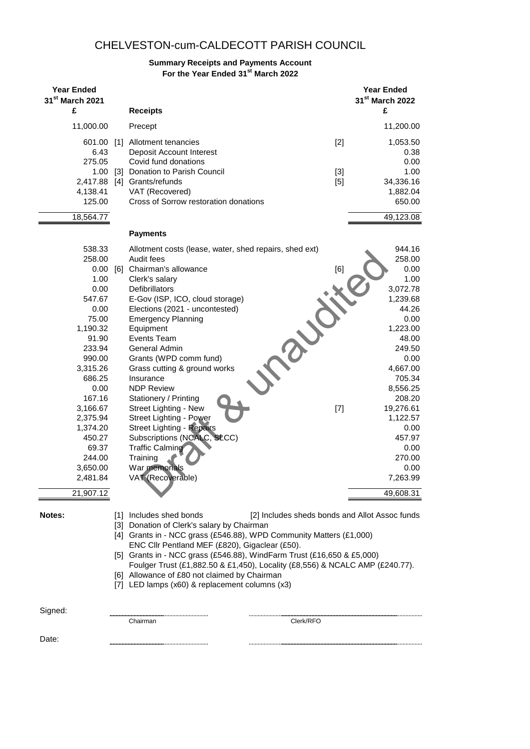# CHELVESTON-cum-CALDECOTT PARISH COUNCIL

**Summary Receipts and Payments Account**
**For the Year Ended 31st March 2022**

| Year Ended 31st March 2021 £ | | | | Year Ended 31st March 2022 £ |
|---|---|---|---|---|
| | | **Receipts** | | |
| 11,000.00 | | Precept | | 11,200.00 |
| 601.00 | [1] | Allotment tenancies | [2] | 1,053.50 |
| 6.43 | | Deposit Account Interest | | 0.38 |
| 275.05 | | Covid fund donations | | 0.00 |
| 1.00 | [3] | Donation to Parish Council | [3] | 1.00 |
| 2,417.88 | [4] | Grants/refunds | [5] | 34,336.16 |
| 4,138.41 | | VAT (Recovered) | | 1,882.04 |
| 125.00 | | Cross of Sorrow restoration donations | | 650.00 |
| 18,564.77 | | | | 49,123.08 |
| | | **Payments** | | |
| 538.33 | | Allotment costs (lease, water, shed repairs, shed ext) | | 944.16 |
| 258.00 | | Audit fees | | 258.00 |
| 0.00 | [6] | Chairman's allowance | [6] | 0.00 |
| 1.00 | | Clerk's salary | | 1.00 |
| 0.00 | | Defibrillators | | 3,072.78 |
| 547.67 | | E-Gov (ISP, ICO, cloud storage) | | 1,239.68 |
| 0.00 | | Elections (2021 - uncontested) | | 44.26 |
| 75.00 | | Emergency Planning | | 0.00 |
| 1,190.32 | | Equipment | | 1,223.00 |
| 91.90 | | Events Team | | 48.00 |
| 233.94 | | General Admin | | 249.50 |
| 990.00 | | Grants (WPD comm fund) | | 0.00 |
| 3,315.26 | | Grass cutting & ground works | | 4,667.00 |
| 686.25 | | Insurance | | 705.34 |
| 0.00 | | NDP Review | | 8,556.25 |
| 167.16 | | Stationery / Printing | | 208.20 |
| 3,166.67 | | Street Lighting - New | [7] | 19,276.61 |
| 2,375.94 | | Street Lighting - Power | | 1,122.57 |
| 1,374.20 | | Street Lighting - Repairs | | 0.00 |
| 450.27 | | Subscriptions (NCALC, SLCC) | | 457.97 |
| 69.37 | | Traffic Calming | | 0.00 |
| 244.00 | | Training | | 270.00 |
| 3,650.00 | | War memorials | | 0.00 |
| 2,481.84 | | VAT (Recoverable) | | 7,263.99 |
| 21,907.12 | | | | 49,608.31 |

Draft & unaudited

**Notes:**

[1] Includes shed bonds [2] Includes sheds bonds and Allot Assoc funds

[3] Donation of Clerk's salary by Chairman

[4] Grants in - NCC grass (£546.88), WPD Community Matters (£1,000) ENC Cllr Pentland MEF (£820), Gigaclear (£50).

[5] Grants in - NCC grass (£546.88), WindFarm Trust (£16,650 & £5,000) Foulger Trust (£1,882.50 & £1,450), Locality (£8,556) & NCALC AMP (£240.77).

[6] Allowance of £80 not claimed by Chairman

[7] LED lamps (x60) & replacement columns (x3)

Signed: ............................ Chairman ............................ Clerk/RFO

Date: ............................ ............................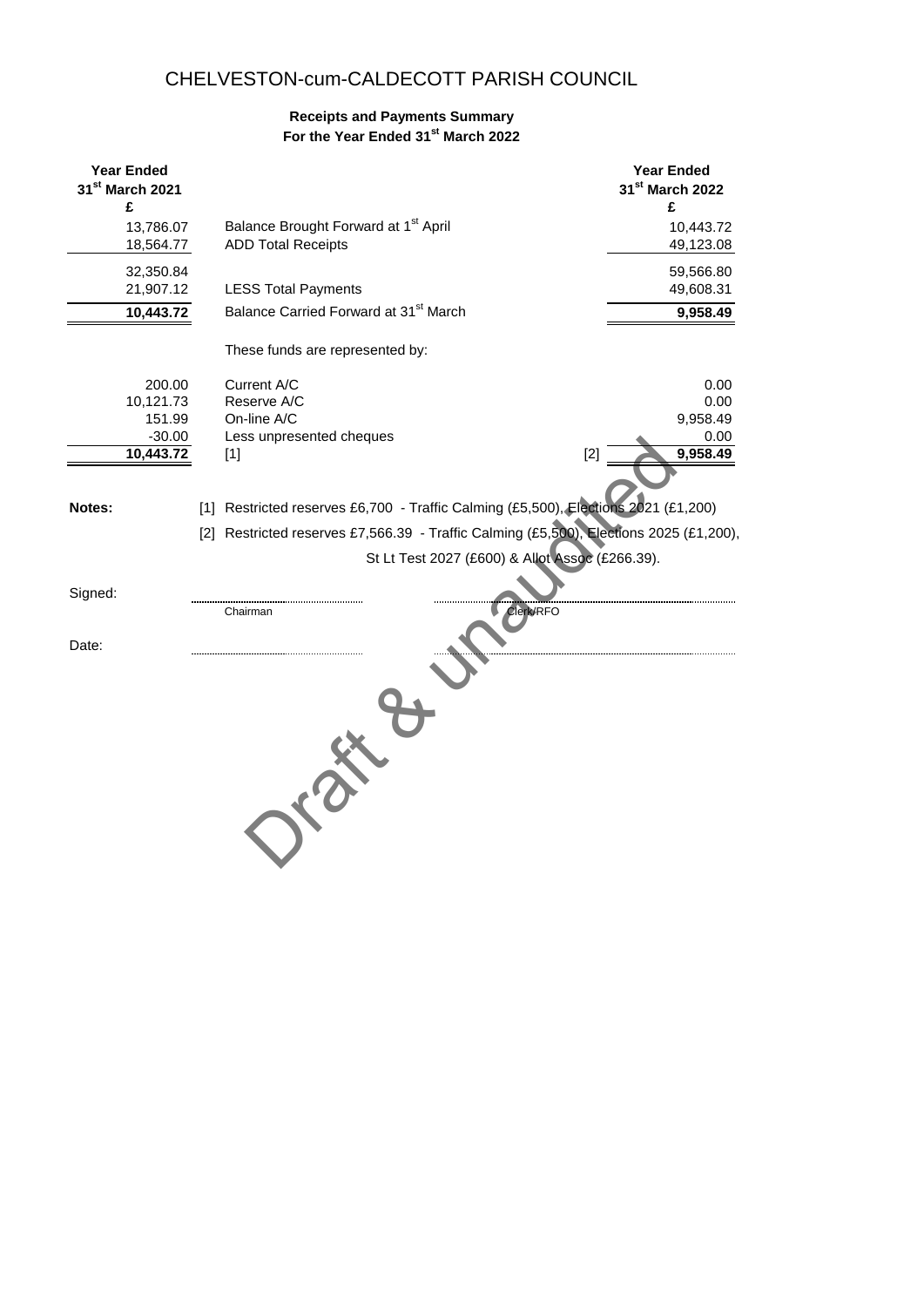# CHELVESTON-cum-CALDECOTT PARISH COUNCIL

**Receipts and Payments Summary**
**For the Year Ended 31st March 2022**

| Year Ended 31st March 2021 £ | | | Year Ended 31st March 2022 £ |
|---|---|---|---|
| 13,786.07 | Balance Brought Forward at 1st April | | 10,443.72 |
| 18,564.77 | ADD Total Receipts | | 49,123.08 |
| 32,350.84 | | | 59,566.80 |
| 21,907.12 | LESS Total Payments | | 49,608.31 |
| **10,443.72** | Balance Carried Forward at 31st March | | **9,958.49** |
| | These funds are represented by: | | |
| 200.00 | Current A/C | | 0.00 |
| 10,121.73 | Reserve A/C | | 0.00 |
| 151.99 | On-line A/C | | 9,958.49 |
| -30.00 | Less unpresented cheques | | 0.00 |
| **10,443.72** | [1] | [2] | **9,958.49** |

**Notes:**

[1] Restricted reserves £6,700 - Traffic Calming (£5,500), Elections 2021 (£1,200)

[2] Restricted reserves £7,566.39 - Traffic Calming (£5,500), Elections 2025 (£1,200), St Lt Test 2027 (£600) & Allot Assoc (£266.39).

Signed: ............................ Chairman ............................ Clerk/RFO

Date: ............................ ............................

Draft & unaudited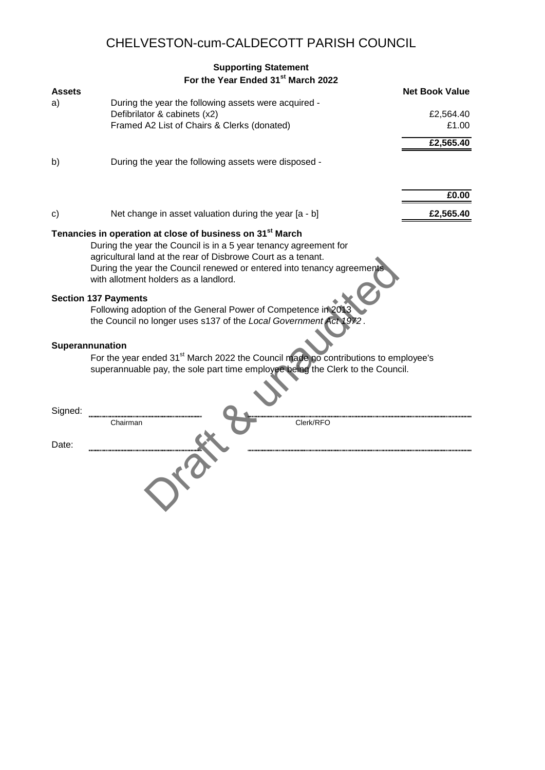# CHELVESTON-cum-CALDECOTT PARISH COUNCIL

**Supporting Statement**
**For the Year Ended 31st March 2022**

| **Assets** | | **Net Book Value** |
|---|---|---|
| a) | During the year the following assets were acquired - | |
| | Defibrilator & cabinets (x2) | £2,564.40 |
| | Framed A2 List of Chairs & Clerks (donated) | £1.00 |
| | | **£2,565.40** |
| b) | During the year the following assets were disposed - | |
| | | **£0.00** |
| c) | Net change in asset valuation during the year [a - b] | **£2,565.40** |

**Tenancies in operation at close of business on 31st March**

During the year the Council is in a 5 year tenancy agreement for agricultural land at the rear of Disbrowe Court as a tenant.
During the year the Council renewed or entered into tenancy agreements with allotment holders as a landlord.

**Section 137 Payments**

Following adoption of the General Power of Competence in 2013 the Council no longer uses s137 of the *Local Government Act 1972*.

**Superannunation**

For the year ended 31st March 2022 the Council made no contributions to employee's superannuable pay, the sole part time employee being the Clerk to the Council.

Signed: ______________________ ______________________

Chairman Clerk/RFO

Date: ______________________ ______________________

Draft & unaudited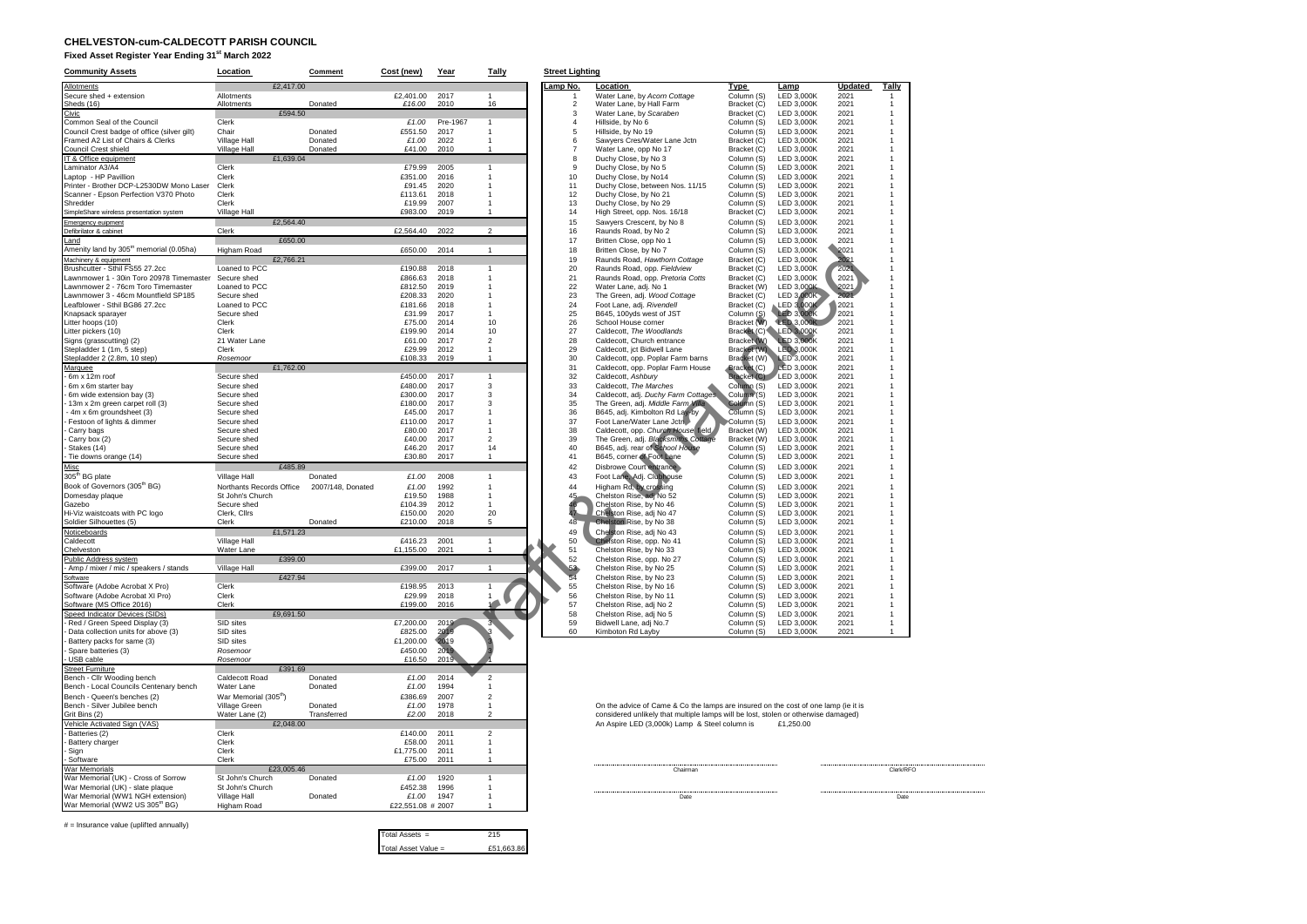# CHELVESTON-cum-CALDECOTT PARISH COUNCIL

**Fixed Asset Register Year Ending 31st March 2022**

## Community Assets

| Community Assets | Location | Comment | Cost (new) | Year | Tally |
|---|---|---|---|---|---|
| **Allotments** | £2,417.00 | | | | |
| Secure shed + extension | Allotments | | £2,401.00 | 2017 | 1 |
| Sheds (16) | Allotments | Donated | *£16.00* | 2010 | 16 |
| **Civic** | £594.50 | | | | |
| Common Seal of the Council | Clerk | | £1.00 | Pre-1967 | 1 |
| Council Crest badge of office (silver gilt) | Chair | Donated | £551.50 | 2017 | 1 |
| Framed A2 List of Chairs & Clerks | Village Hall | Donated | £1.00 | 2022 | 1 |
| Council Crest shield | Village Hall | Donated | £41.00 | 2010 | 1 |
| **IT & Office equipment** | £1,639.04 | | | | |
| Laminator A3/A4 | Clerk | | £79.99 | 2005 | 1 |
| Laptop - HP Pavillion | Clerk | | £351.00 | 2016 | 1 |
| Printer - Brother DCP-L2530DW Mono Laser | Clerk | | £91.45 | 2020 | 1 |
| Scanner - Epson Perfection V370 Photo | Clerk | | £113.61 | 2018 | 1 |
| Shredder | Clerk | | £19.99 | 2007 | 1 |
| SimpleShare wireless presentation system | Village Hall | | £983.00 | 2019 | 1 |
| **Emergency euipment** | £2,564.40 | | | | |
| Defibrilator & cabinet | Clerk | | £2,564.40 | 2022 | 2 |
| **Land** | £650.00 | | | | |
| Amenity land by 305th memorial (0.05ha) | Higham Road | | £650.00 | 2014 | 1 |
| **Machinery & equipment** | £2,766.21 | | | | |
| Brushcutter - Sthil FS55 27.2cc | Loaned to PCC | | £190.88 | 2018 | 1 |
| Lawnmower 1 - 30in Toro 20978 Timemaster | Secure shed | | £866.63 | 2018 | 1 |
| Lawnmower 2 - 76cm Toro Timemaster | Loaned to PCC | | £812.50 | 2019 | 1 |
| Lawnmower 3 - 46cm Mountfield SP185 | Secure shed | | £208.33 | 2020 | 1 |
| Leafblower - Sthil BG86 27.2cc | Loaned to PCC | | £181.66 | 2018 | 1 |
| Knapsack sparayer | Secure shed | | £31.99 | 2017 | 1 |
| Litter hoops (10) | Clerk | | £75.00 | 2014 | 10 |
| Litter pickers (10) | Clerk | | £199.90 | 2014 | 10 |
| Signs (grasscutting) (2) | 21 Water Lane | | £61.00 | 2017 | 2 |
| Stepladder 1 (1m, 5 step) | Clerk | | £29.99 | 2012 | 1 |
| Stepladder 2 (2.8m, 10 step) | *Rosemoor* | | £108.33 | 2019 | 1 |
| **Marquee** | £1,762.00 | | | | |
| - 6m x 12m roof | Secure shed | | £450.00 | 2017 | 1 |
| - 6m x 6m starter bay | Secure shed | | £480.00 | 2017 | 3 |
| - 6m wide extension bay (3) | Secure shed | | £300.00 | 2017 | 3 |
| - 13m x 2m green carpet roll (3) | Secure shed | | £180.00 | 2017 | 3 |
| - 4m x 6m groundsheet (3) | Secure shed | | £45.00 | 2017 | 1 |
| - Festoon of lights & dimmer | Secure shed | | £110.00 | 2017 | 1 |
| - Carry bags | Secure shed | | £80.00 | 2017 | 1 |
| - Carry box (2) | Secure shed | | £40.00 | 2017 | 2 |
| - Stakes (14) | Secure shed | | £46.20 | 2017 | 14 |
| - Tie downs orange (14) | Secure shed | | £30.80 | 2017 | 1 |
| **Misc** | £485.89 | | | | |
| 305th BG plate | Village Hall | Donated | *£1.00* | 2008 | 1 |
| Book of Governors (305th BG) | Northants Records Office | 2007/148, Donated | *£1.00* | 1992 | 1 |
| Domesday plaque | St John's Church | | £19.50 | 1988 | 1 |
| Gazebo | Secure shed | | £104.39 | 2012 | 1 |
| Hi-Viz waistcoats with PC logo | Clerk, Cllrs | | £150.00 | 2020 | 20 |
| Soldier Silhouettes (5) | Clerk | Donated | £210.00 | 2018 | 5 |
| **Noticeboards** | £1,571.23 | | | | |
| Caldecott | Village Hall | | £416.23 | 2001 | 1 |
| Chelveston | Water Lane | | £1,155.00 | 2021 | 1 |
| **Public Address system** | £399.00 | | | | |
| - Amp / mixer / mic / speakers / stands | Village Hall | | £399.00 | 2017 | 1 |
| **Software** | £427.94 | | | | |
| Software (Adobe Acrobat X Pro) | Clerk | | £198.95 | 2013 | 1 |
| Software (Adobe Acrobat XI Pro) | Clerk | | £29.99 | 2018 | 1 |
| Software (MS Office 2016) | Clerk | | £199.00 | 2016 | 1 |
| **Speed Indicator Devices (SIDs)** | £9,691.50 | | | | |
| - Red / Green Speed Display (3) | SID sites | | £7,200.00 | 2019 | 3 |
| - Data collection units for above (3) | SID sites | | £825.00 | 2019 | 3 |
| - Battery packs for same (3) | SID sites | | £1,200.00 | 2019 | 3 |
| - Spare batteries (3) | *Rosemoor* | | £450.00 | 2019 | 3 |
| - USB cable | *Rosemoor* | | £16.50 | 2019 | 1 |
| **Street Furniture** | £391.69 | | | | |
| Bench - Cllr Wooding bench | Caldecott Road | Donated | *£1.00* | 2014 | 2 |
| Bench - Local Councils Centenary bench | Water Lane | Donated | *£1.00* | 1994 | 1 |
| Bench - Queen's benches (2) | War Memorial (305th) | | £386.69 | 2007 | 2 |
| Bench - Silver Jubilee bench | Village Green | Donated | *£1.00* | 1978 | 1 |
| Grit Bins (2) | Water Lane (2) | Transferred | *£2.00* | 2018 | 2 |
| **Vehicle Activated Sign (VAS)** | £2,048.00 | | | | |
| - Batteries (2) | Clerk | | £140.00 | 2011 | 2 |
| - Battery charger | Clerk | | £58.00 | 2011 | 1 |
| - Sign | Clerk | | £1,775.00 | 2011 | 1 |
| - Software | Clerk | | £75.00 | 2011 | 1 |
| **War Memorials** | £23,005.46 | | | | |
| War Memorial (UK) - Cross of Sorrow | St John's Church | Donated | *£1.00* | 1920 | 1 |
| War Memorial (UK) - slate plaque | St John's Church | | £452.38 | 1996 | 1 |
| War Memorial (WW1 NGH extension) | Village Hall | Donated | *£1.00* | 1947 | 1 |
| War Memorial (WW2 US 305th BG) | Higham Road | | £22,551.08 # | 2007 | 1 |

# = Insurance value (uplifted annually)

| | |
|---|---|
| Total Assets = | 215 |
| Total Asset Value = | £51,663.86 |

## Street Lighting

| Lamp No. | Location | Type | Lamp | Updated | Tally |
|---|---|---|---|---|---|
| 1 | Water Lane, by *Acorn Cottage* | Column (S) | LED 3,000K | 2021 | 1 |
| 2 | Water Lane, by Hall Farm | Bracket (C) | LED 3,000K | 2021 | 1 |
| 3 | Water Lane, by *Scaraben* | Bracket (C) | LED 3,000K | 2021 | 1 |
| 4 | Hillside, by No 6 | Column (S) | LED 3,000K | 2021 | 1 |
| 5 | Hillside, by No 19 | Column (S) | LED 3,000K | 2021 | 1 |
| 6 | Sawyers Cres/Water Lane Jctn | Bracket (C) | LED 3,000K | 2021 | 1 |
| 7 | Water Lane, opp No 17 | Bracket (C) | LED 3,000K | 2021 | 1 |
| 8 | Duchy Close, by No 3 | Column (S) | LED 3,000K | 2021 | 1 |
| 9 | Duchy Close, by No 5 | Column (S) | LED 3,000K | 2021 | 1 |
| 10 | Duchy Close, by No14 | Column (S) | LED 3,000K | 2021 | 1 |
| 11 | Duchy Close, between Nos. 11/15 | Column (S) | LED 3,000K | 2021 | 1 |
| 12 | Duchy Close, by No 21 | Column (S) | LED 3,000K | 2021 | 1 |
| 13 | Duchy Close, by No 29 | Column (S) | LED 3,000K | 2021 | 1 |
| 14 | High Street, opp. Nos. 16/18 | Bracket (C) | LED 3,000K | 2021 | 1 |
| 15 | Sawyers Crescent, by No 8 | Column (S) | LED 3,000K | 2021 | 1 |
| 16 | Raunds Road, by No 2 | Column (S) | LED 3,000K | 2021 | 1 |
| 17 | Britten Close, opp No 1 | Column (S) | LED 3,000K | 2021 | 1 |
| 18 | Britten Close, by No 7 | Column (S) | LED 3,000K | 2021 | 1 |
| 19 | Raunds Road, *Hawthorn Cottage* | Bracket (C) | LED 3,000K | 2021 | 1 |
| 20 | Raunds Road, opp. *Fieldview* | Bracket (C) | LED 3,000K | 2021 | 1 |
| 21 | Raunds Road, opp. *Pretoria Cotts* | Bracket (C) | LED 3,000K | 2021 | 1 |
| 22 | Water Lane, adj. No 1 | Bracket (W) | LED 3,000K | 2021 | 1 |
| 23 | The Green, adj. *Wood Cottage* | Bracket (C) | LED 3,000K | 2021 | 1 |
| 24 | Foot Lane, adj. *Rivendell* | Bracket (C) | LED 3,000K | 2021 | 1 |
| 25 | B645, 100yds west of JST | Column (S) | LED 3,000K | 2021 | 1 |
| 26 | School House corner | Bracket (W) | LED 3,000K | 2021 | 1 |
| 27 | Caldecott, *The Woodlands* | Bracket (C) | LED 3,000K | 2021 | 1 |
| 28 | Caldecott, Church entrance | Bracket (W) | LED 3,000K | 2021 | 1 |
| 29 | Caldecott, jct Bidwell Lane | Bracket (W) | LED 3,000K | 2021 | 1 |
| 30 | Caldecott, opp. Poplar Farm barns | Bracket (W) | LED 3,000K | 2021 | 1 |
| 31 | Caldecott, opp. Poplar Farm House | Bracket (C) | LED 3,000K | 2021 | 1 |
| 32 | Caldecott, *Ashbury* | Bracket (C) | LED 3,000K | 2021 | 1 |
| 33 | Caldecott, *The Marches* | Column (S) | LED 3,000K | 2021 | 1 |
| 34 | Caldecott, adj. *Duchy Farm Cottages* | Column (S) | LED 3,000K | 2021 | 1 |
| 35 | The Green, adj. *Middle Farm Villa* | Column (S) | LED 3,000K | 2021 | 1 |
| 36 | B645, adj. Kimbolton Rd Lay-by | Column (S) | LED 3,000K | 2021 | 1 |
| 37 | Foot Lane/Water Lane Jctn | Column (S) | LED 3,000K | 2021 | 1 |
| 38 | Caldecott, opp. *Church House Field* | Bracket (W) | LED 3,000K | 2021 | 1 |
| 39 | The Green, adj. *Blacksmiths Cottage* | Bracket (W) | LED 3,000K | 2021 | 1 |
| 40 | B645, adj. rear of *School House* | Column (S) | LED 3,000K | 2021 | 1 |
| 41 | B645, corner of Foot Lane | Column (S) | LED 3,000K | 2021 | 1 |
| 42 | Disbrowe Court entrance | Column (S) | LED 3,000K | 2021 | 1 |
| 43 | Foot Lane, Adj. Clubhouse | Column (S) | LED 3,000K | 2021 | 1 |
| 44 | Higham Rd, by crossing | Column (S) | LED 3,000K | 2021 | 1 |
| 45 | Chelston Rise, adj No 52 | Column (S) | LED 3,000K | 2021 | 1 |
| 46 | Chelston Rise, by No 46 | Column (S) | LED 3,000K | 2021 | 1 |
| 47 | Chelston Rise, adj No 47 | Column (S) | LED 3,000K | 2021 | 1 |
| 48 | Chelston Rise, by No 38 | Column (S) | LED 3,000K | 2021 | 1 |
| 49 | Chelston Rise, adj No 43 | Column (S) | LED 3,000K | 2021 | 1 |
| 50 | Chelston Rise, opp. No 41 | Column (S) | LED 3,000K | 2021 | 1 |
| 51 | Chelston Rise, by No 33 | Column (S) | LED 3,000K | 2021 | 1 |
| 52 | Chelston Rise, opp. No 27 | Column (S) | LED 3,000K | 2021 | 1 |
| 53 | Chelston Rise, by No 25 | Column (S) | LED 3,000K | 2021 | 1 |
| 54 | Chelston Rise, by No 23 | Column (S) | LED 3,000K | 2021 | 1 |
| 55 | Chelston Rise, by No 16 | Column (S) | LED 3,000K | 2021 | 1 |
| 56 | Chelston Rise, by No 11 | Column (S) | LED 3,000K | 2021 | 1 |
| 57 | Chelston Rise, adj No 2 | Column (S) | LED 3,000K | 2021 | 1 |
| 58 | Chelston Rise, adj No 5 | Column (S) | LED 3,000K | 2021 | 1 |
| 59 | Bidwell Lane, adj No.7 | Column (S) | LED 3,000K | 2021 | 1 |
| 60 | Kimboton Rd Layby | Column (S) | LED 3,000K | 2021 | 1 |

On the advice of Came & Co the lamps are insured on the cost of one lamp (ie it is considered unlikely that multiple lamps will be lost, stolen or otherwise damaged)

An Aspire LED (3,000k) Lamp & Steel column is £1,250.00

Draft & unaudited

.................................... Chairman

.................................... Clerk/RFO

.................................... Date

.................................... Date